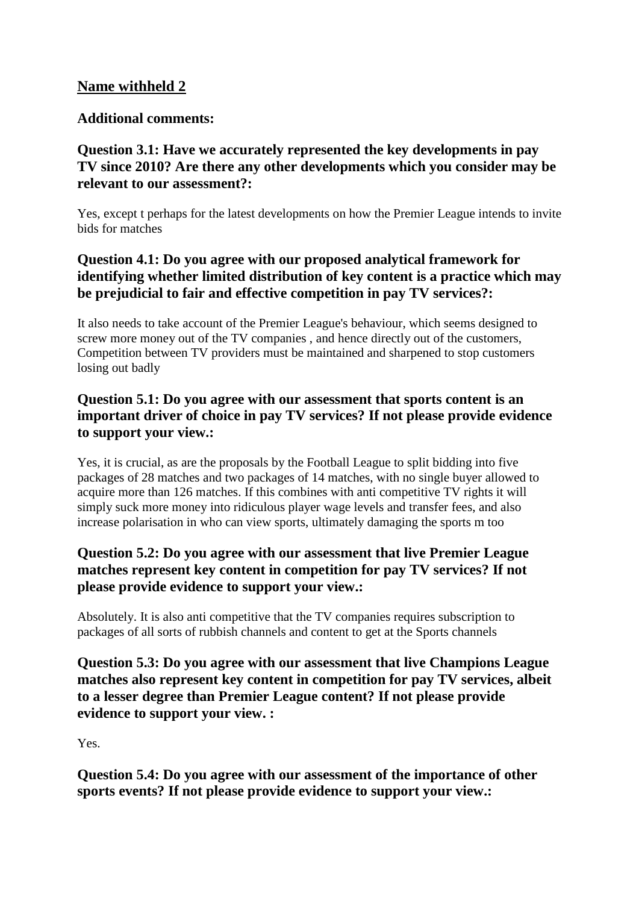## Name withheld 2

**Additional comments:**

### Question 3.1: Have we accurately represented the key developments in pay TV since 2010? Are there any other developments which you consider may be relevant to our assessment?:

Yes, except t perhaps for the latest developments on how the Premier League intends to invite bids for matches

### Question 4.1: Do you agree with our proposed analytical framework for identifying whether limited distribution of key content is a practice which may be prejudicial to fair and effective competition in pay TV services?:

It also needs to take account of the Premier League's behaviour, which seems designed to screw more money out of the TV companies , and hence directly out of the customers, Competition between TV providers must be maintained and sharpened to stop customers losing out badly

### Question 5.1: Do you agree with our assessment that sports content is an important driver of choice in pay TV services? If not please provide evidence to support your view.:

Yes, it is crucial, as are the proposals by the Football League to split bidding into five packages of 28 matches and two packages of 14 matches, with no single buyer allowed to acquire more than 126 matches. If this combines with anti competitive TV rights it will simply suck more money into ridiculous player wage levels and transfer fees, and also increase polarisation in who can view sports, ultimately damaging the sports m too

### Question 5.2: Do you agree with our assessment that live Premier League matches represent key content in competition for pay TV services? If not please provide evidence to support your view.:

Absolutely. It is also anti competitive that the TV companies requires subscription to packages of all sorts of rubbish channels and content to get at the Sports channels

### Question 5.3: Do you agree with our assessment that live Champions League matches also represent key content in competition for pay TV services, albeit to a lesser degree than Premier League content? If not please provide evidence to support your view. :

Yes.

### Question 5.4: Do you agree with our assessment of the importance of other sports events? If not please provide evidence to support your view.: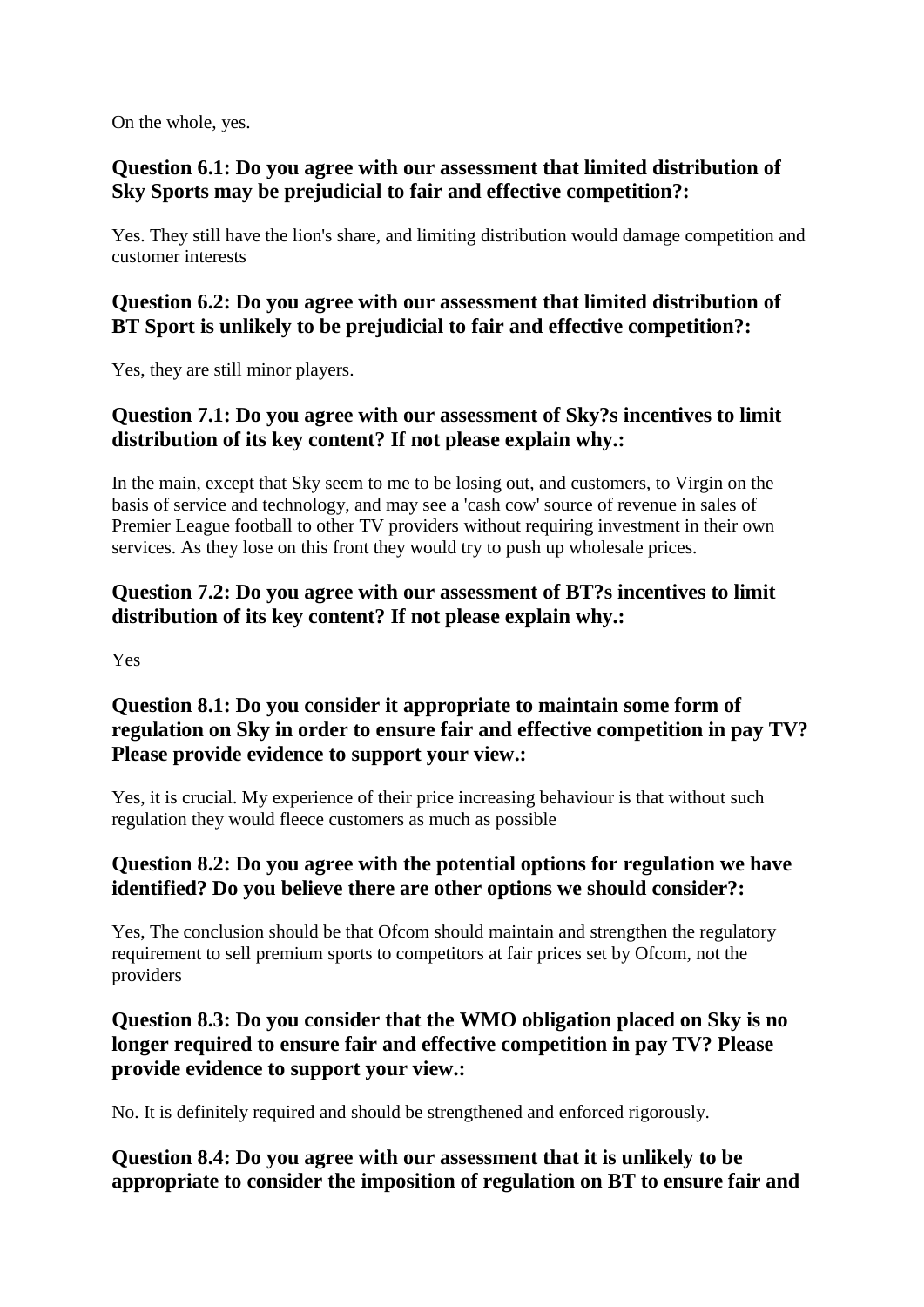On the whole, yes.

### Question 6.1: Do you agree with our assessment that limited distribution of Sky Sports may be prejudicial to fair and effective competition?:

Yes. They still have the lion's share, and limiting distribution would damage competition and customer interests

### Question 6.2: Do you agree with our assessment that limited distribution of BT Sport is unlikely to be prejudicial to fair and effective competition?:

Yes, they are still minor players.

### Question 7.1: Do you agree with our assessment of Sky?s incentives to limit distribution of its key content? If not please explain why.:

In the main, except that Sky seem to me to be losing out, and customers, to Virgin on the basis of service and technology, and may see a 'cash cow' source of revenue in sales of Premier League football to other TV providers without requiring investment in their own services. As they lose on this front they would try to push up wholesale prices.

### Question 7.2: Do you agree with our assessment of BT?s incentives to limit distribution of its key content? If not please explain why.:

Yes

### Question 8.1: Do you consider it appropriate to maintain some form of regulation on Sky in order to ensure fair and effective competition in pay TV? Please provide evidence to support your view.:

Yes, it is crucial. My experience of their price increasing behaviour is that without such regulation they would fleece customers as much as possible

### Question 8.2: Do you agree with the potential options for regulation we have identified? Do you believe there are other options we should consider?:

Yes, The conclusion should be that Ofcom should maintain and strengthen the regulatory requirement to sell premium sports to competitors at fair prices set by Ofcom, not the providers

### Question 8.3: Do you consider that the WMO obligation placed on Sky is no longer required to ensure fair and effective competition in pay TV? Please provide evidence to support your view.:

No. It is definitely required and should be strengthened and enforced rigorously.

### Question 8.4: Do you agree with our assessment that it is unlikely to be appropriate to consider the imposition of regulation on BT to ensure fair and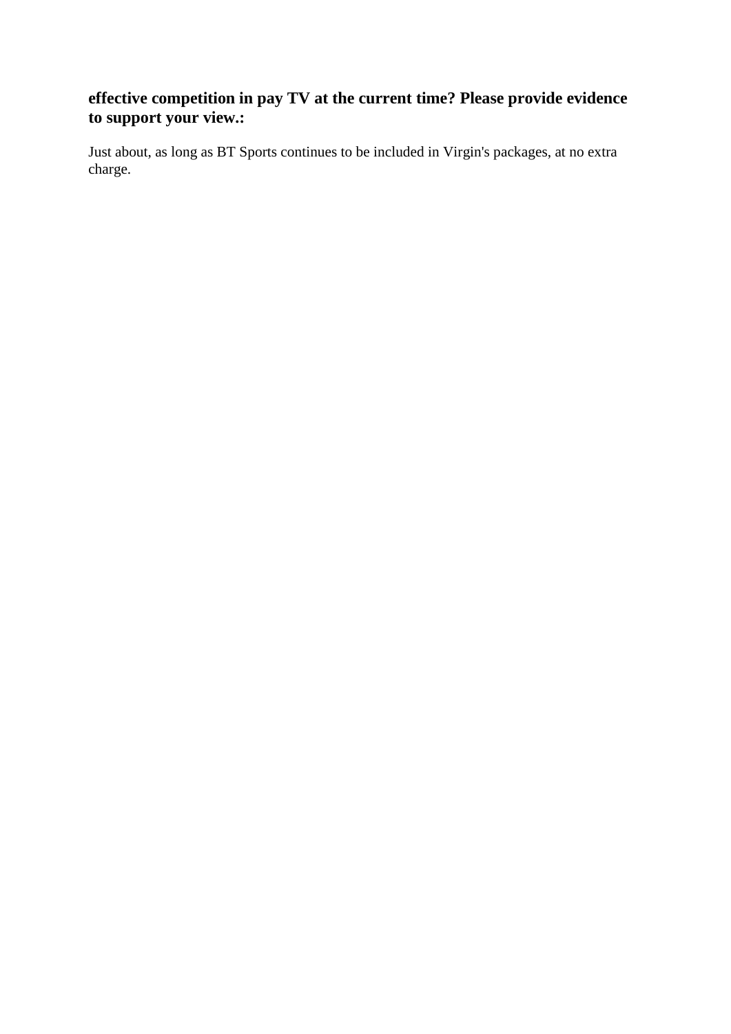**effective competition in pay TV at the current time? Please provide evidence to support your view.:**

Just about, as long as BT Sports continues to be included in Virgin's packages, at no extra charge.